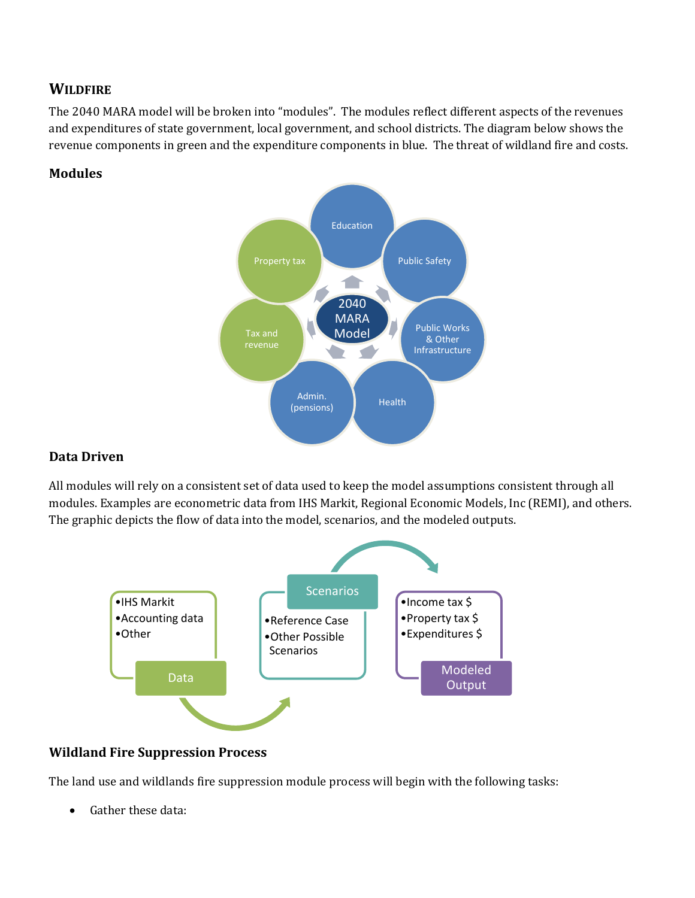## Wildfire

The 2040 MARA model will be broken into "modules". The modules reflect different aspects of the revenues and expenditures of state government, local government, and school districts. The diagram below shows the revenue components in green and the expenditure components in blue. The threat of wildland fire and costs.

### Modules

### Data Driven

All modules will rely on a consistent set of data used to keep the model assumptions consistent through all modules. Examples are econometric data from IHS Markit, Regional Economic Models, Inc (REMI), and others. The graphic depicts the flow of data into the model, scenarios, and the modeled outputs.

### Wildland Fire Suppression Process

The land use and wildlands fire suppression module process will begin with the following tasks:

- Gather these data: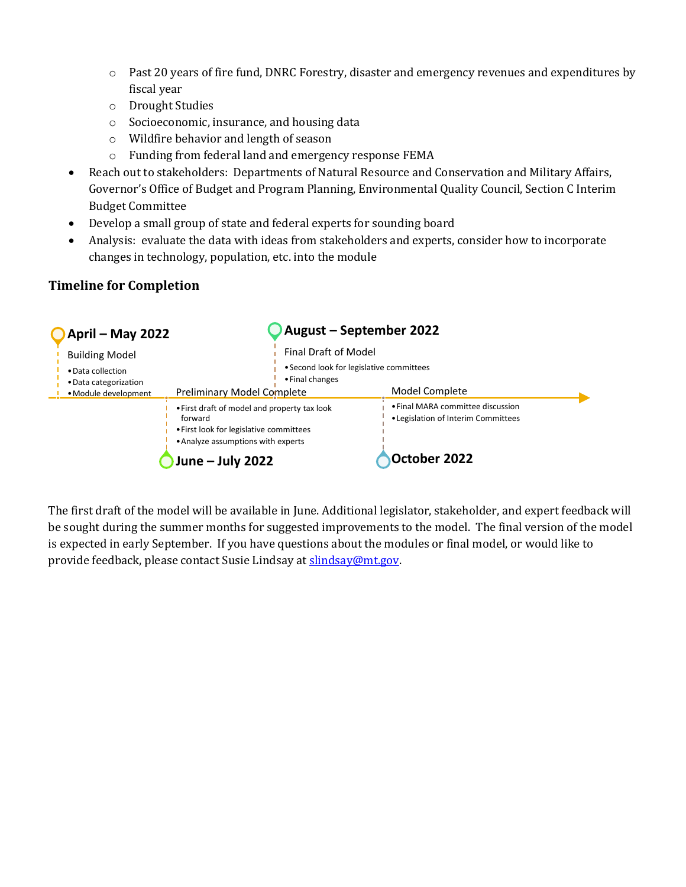- Past 20 years of fire fund, DNRC Forestry, disaster and emergency revenues and expenditures by fiscal year
   - Drought Studies
   - Socioeconomic, insurance, and housing data
   - Wildfire behavior and length of season
   - Funding from federal land and emergency response FEMA
- Reach out to stakeholders: Departments of Natural Resource and Conservation and Military Affairs, Governor's Office of Budget and Program Planning, Environmental Quality Council, Section C Interim Budget Committee
- Develop a small group of state and federal experts for sounding board
- Analysis: evaluate the data with ideas from stakeholders and experts, consider how to incorporate changes in technology, population, etc. into the module

### Timeline for Completion

**April – May 2022**

Building Model
- Data collection
- Data categorization
- Module development

**June – July 2022**

Preliminary Model Complete
- First draft of model and property tax look forward
- First look for legislative committees
- Analyze assumptions with experts

**August – September 2022**

Final Draft of Model
- Second look for legislative committees
- Final changes

**October 2022**

Model Complete
- Final MARA committee discussion
- Legislation of Interim Committees

The first draft of the model will be available in June. Additional legislator, stakeholder, and expert feedback will be sought during the summer months for suggested improvements to the model. The final version of the model is expected in early September. If you have questions about the modules or final model, or would like to provide feedback, please contact Susie Lindsay at slindsay@mt.gov.